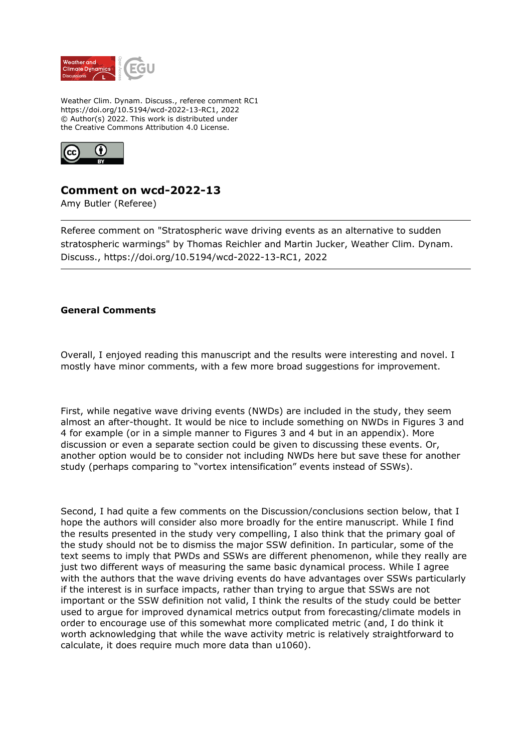Weather Clim. Dynam. Discuss., referee comment RC1
https://doi.org/10.5194/wcd-2022-13-RC1, 2022
© Author(s) 2022. This work is distributed under
the Creative Commons Attribution 4.0 License.

# Comment on wcd-2022-13

Amy Butler (Referee)

Referee comment on "Stratospheric wave driving events as an alternative to sudden stratospheric warmings" by Thomas Reichler and Martin Jucker, Weather Clim. Dynam. Discuss., https://doi.org/10.5194/wcd-2022-13-RC1, 2022

---

## General Comments

Overall, I enjoyed reading this manuscript and the results were interesting and novel. I mostly have minor comments, with a few more broad suggestions for improvement.

First, while negative wave driving events (NWDs) are included in the study, they seem almost an after-thought. It would be nice to include something on NWDs in Figures 3 and 4 for example (or in a simple manner to Figures 3 and 4 but in an appendix). More discussion or even a separate section could be given to discussing these events. Or, another option would be to consider not including NWDs here but save these for another study (perhaps comparing to "vortex intensification" events instead of SSWs).

Second, I had quite a few comments on the Discussion/conclusions section below, that I hope the authors will consider also more broadly for the entire manuscript. While I find the results presented in the study very compelling, I also think that the primary goal of the study should not be to dismiss the major SSW definition. In particular, some of the text seems to imply that PWDs and SSWs are different phenomenon, while they really are just two different ways of measuring the same basic dynamical process. While I agree with the authors that the wave driving events do have advantages over SSWs particularly if the interest is in surface impacts, rather than trying to argue that SSWs are not important or the SSW definition not valid, I think the results of the study could be better used to argue for improved dynamical metrics output from forecasting/climate models in order to encourage use of this somewhat more complicated metric (and, I do think it worth acknowledging that while the wave activity metric is relatively straightforward to calculate, it does require much more data than u1060).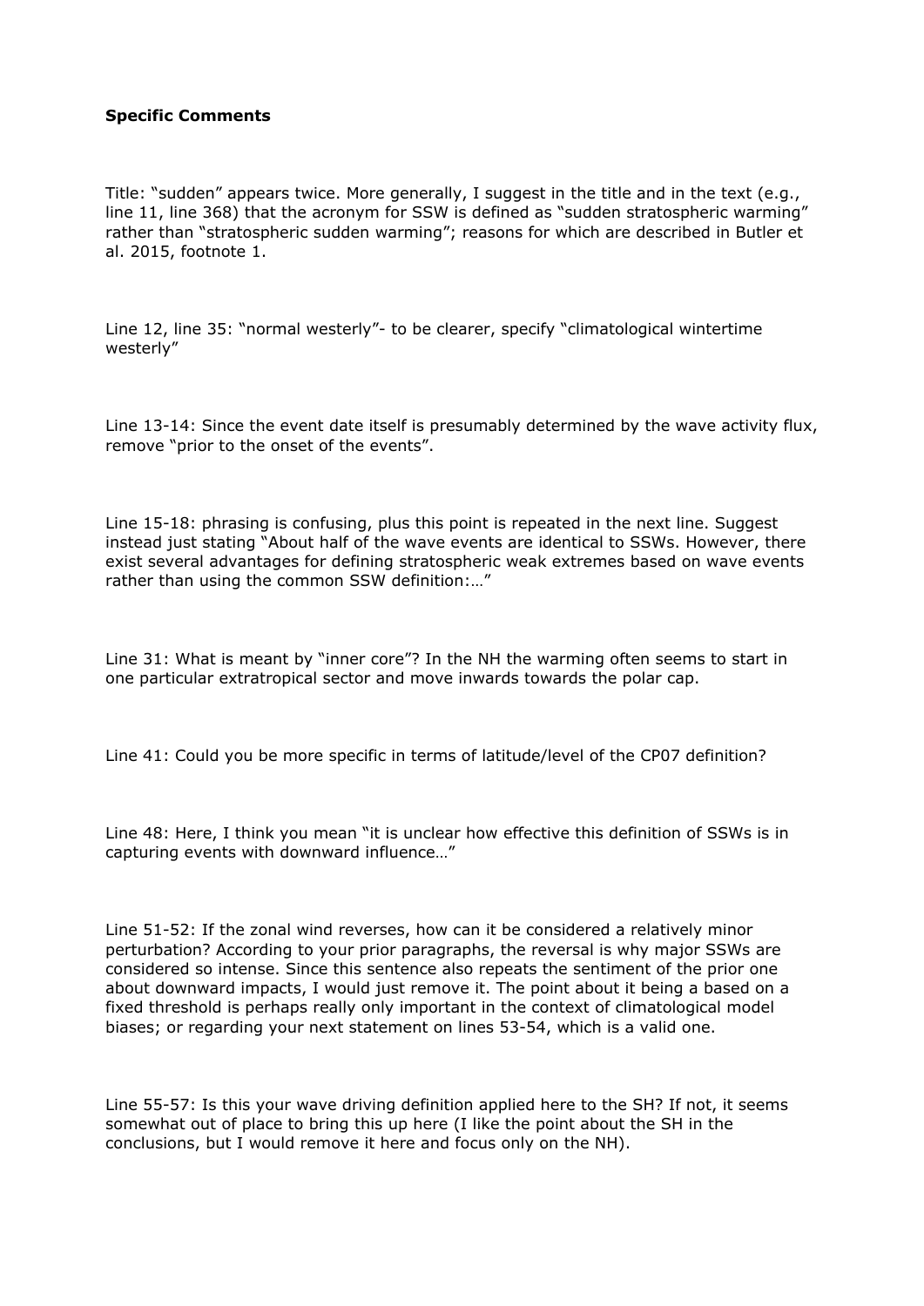**Specific Comments**

Title: "sudden" appears twice. More generally, I suggest in the title and in the text (e.g., line 11, line 368) that the acronym for SSW is defined as "sudden stratospheric warming" rather than "stratospheric sudden warming"; reasons for which are described in Butler et al. 2015, footnote 1.

Line 12, line 35: "normal westerly"- to be clearer, specify "climatological wintertime westerly"

Line 13-14: Since the event date itself is presumably determined by the wave activity flux, remove "prior to the onset of the events".

Line 15-18: phrasing is confusing, plus this point is repeated in the next line. Suggest instead just stating "About half of the wave events are identical to SSWs. However, there exist several advantages for defining stratospheric weak extremes based on wave events rather than using the common SSW definition:…"

Line 31: What is meant by "inner core"? In the NH the warming often seems to start in one particular extratropical sector and move inwards towards the polar cap.

Line 41: Could you be more specific in terms of latitude/level of the CP07 definition?

Line 48: Here, I think you mean "it is unclear how effective this definition of SSWs is in capturing events with downward influence…"

Line 51-52: If the zonal wind reverses, how can it be considered a relatively minor perturbation? According to your prior paragraphs, the reversal is why major SSWs are considered so intense. Since this sentence also repeats the sentiment of the prior one about downward impacts, I would just remove it. The point about it being a based on a fixed threshold is perhaps really only important in the context of climatological model biases; or regarding your next statement on lines 53-54, which is a valid one.

Line 55-57: Is this your wave driving definition applied here to the SH? If not, it seems somewhat out of place to bring this up here (I like the point about the SH in the conclusions, but I would remove it here and focus only on the NH).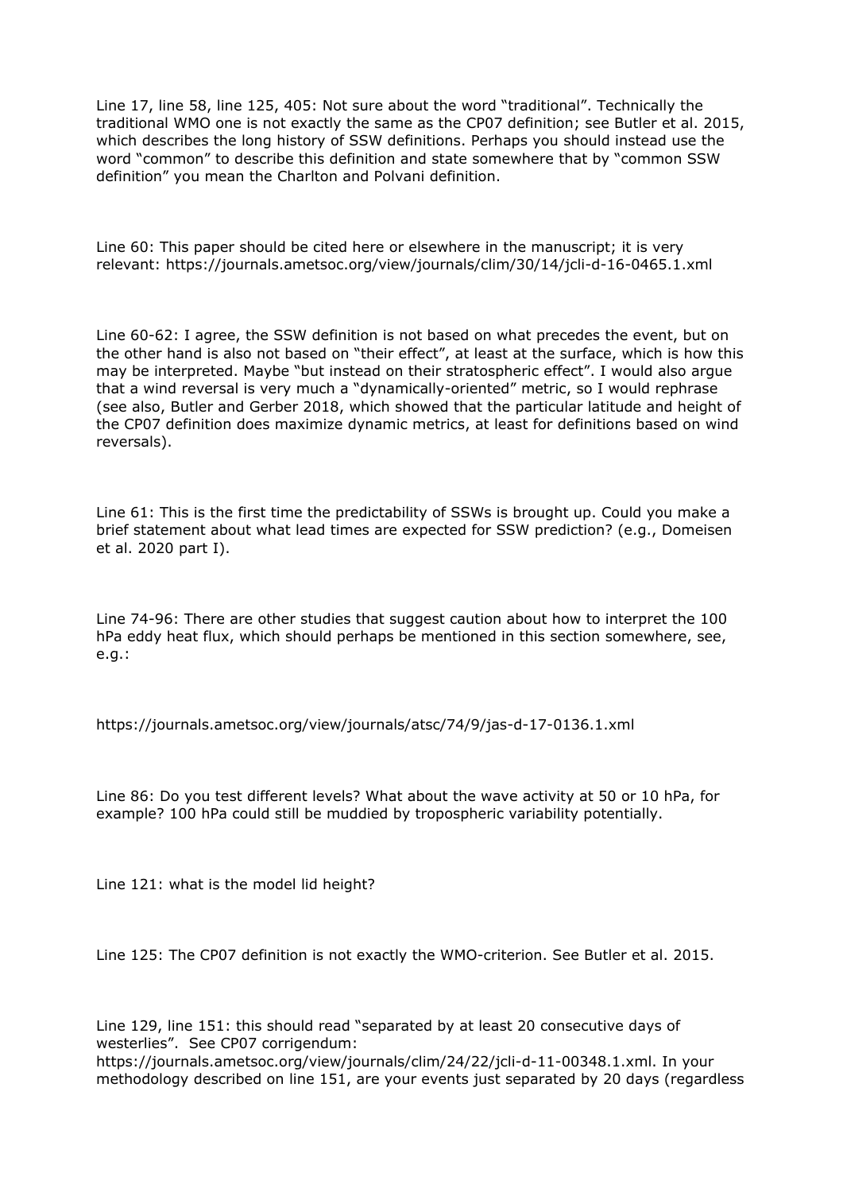Line 17, line 58, line 125, 405: Not sure about the word "traditional". Technically the traditional WMO one is not exactly the same as the CP07 definition; see Butler et al. 2015, which describes the long history of SSW definitions. Perhaps you should instead use the word "common" to describe this definition and state somewhere that by "common SSW definition" you mean the Charlton and Polvani definition.

Line 60: This paper should be cited here or elsewhere in the manuscript; it is very relevant: https://journals.ametsoc.org/view/journals/clim/30/14/jcli-d-16-0465.1.xml

Line 60-62: I agree, the SSW definition is not based on what precedes the event, but on the other hand is also not based on "their effect", at least at the surface, which is how this may be interpreted. Maybe "but instead on their stratospheric effect". I would also argue that a wind reversal is very much a "dynamically-oriented" metric, so I would rephrase (see also, Butler and Gerber 2018, which showed that the particular latitude and height of the CP07 definition does maximize dynamic metrics, at least for definitions based on wind reversals).

Line 61: This is the first time the predictability of SSWs is brought up. Could you make a brief statement about what lead times are expected for SSW prediction? (e.g., Domeisen et al. 2020 part I).

Line 74-96: There are other studies that suggest caution about how to interpret the 100 hPa eddy heat flux, which should perhaps be mentioned in this section somewhere, see, e.g.:

https://journals.ametsoc.org/view/journals/atsc/74/9/jas-d-17-0136.1.xml

Line 86: Do you test different levels? What about the wave activity at 50 or 10 hPa, for example? 100 hPa could still be muddied by tropospheric variability potentially.

Line 121: what is the model lid height?

Line 125: The CP07 definition is not exactly the WMO-criterion. See Butler et al. 2015.

Line 129, line 151: this should read "separated by at least 20 consecutive days of westerlies". See CP07 corrigendum: https://journals.ametsoc.org/view/journals/clim/24/22/jcli-d-11-00348.1.xml. In your methodology described on line 151, are your events just separated by 20 days (regardless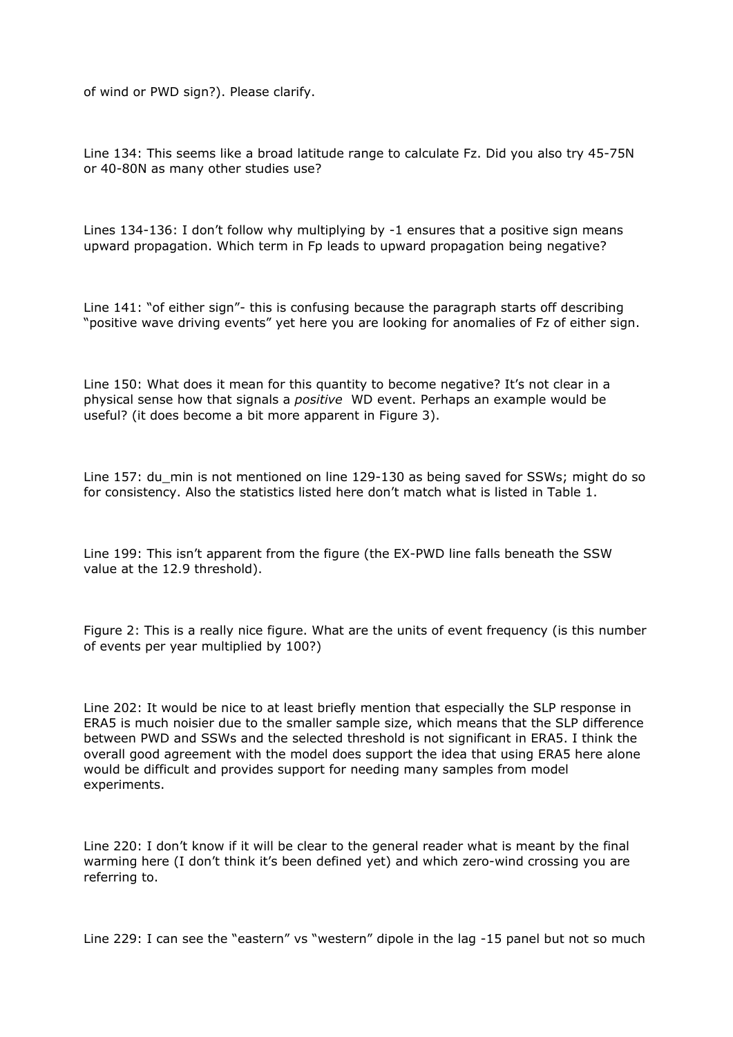of wind or PWD sign?). Please clarify.

Line 134: This seems like a broad latitude range to calculate Fz. Did you also try 45-75N or 40-80N as many other studies use?

Lines 134-136: I don't follow why multiplying by -1 ensures that a positive sign means upward propagation. Which term in Fp leads to upward propagation being negative?

Line 141: "of either sign"- this is confusing because the paragraph starts off describing "positive wave driving events" yet here you are looking for anomalies of Fz of either sign.

Line 150: What does it mean for this quantity to become negative? It's not clear in a physical sense how that signals a *positive* WD event. Perhaps an example would be useful? (it does become a bit more apparent in Figure 3).

Line 157: du_min is not mentioned on line 129-130 as being saved for SSWs; might do so for consistency. Also the statistics listed here don't match what is listed in Table 1.

Line 199: This isn't apparent from the figure (the EX-PWD line falls beneath the SSW value at the 12.9 threshold).

Figure 2: This is a really nice figure. What are the units of event frequency (is this number of events per year multiplied by 100?)

Line 202: It would be nice to at least briefly mention that especially the SLP response in ERA5 is much noisier due to the smaller sample size, which means that the SLP difference between PWD and SSWs and the selected threshold is not significant in ERA5. I think the overall good agreement with the model does support the idea that using ERA5 here alone would be difficult and provides support for needing many samples from model experiments.

Line 220: I don't know if it will be clear to the general reader what is meant by the final warming here (I don't think it's been defined yet) and which zero-wind crossing you are referring to.

Line 229: I can see the "eastern" vs "western" dipole in the lag -15 panel but not so much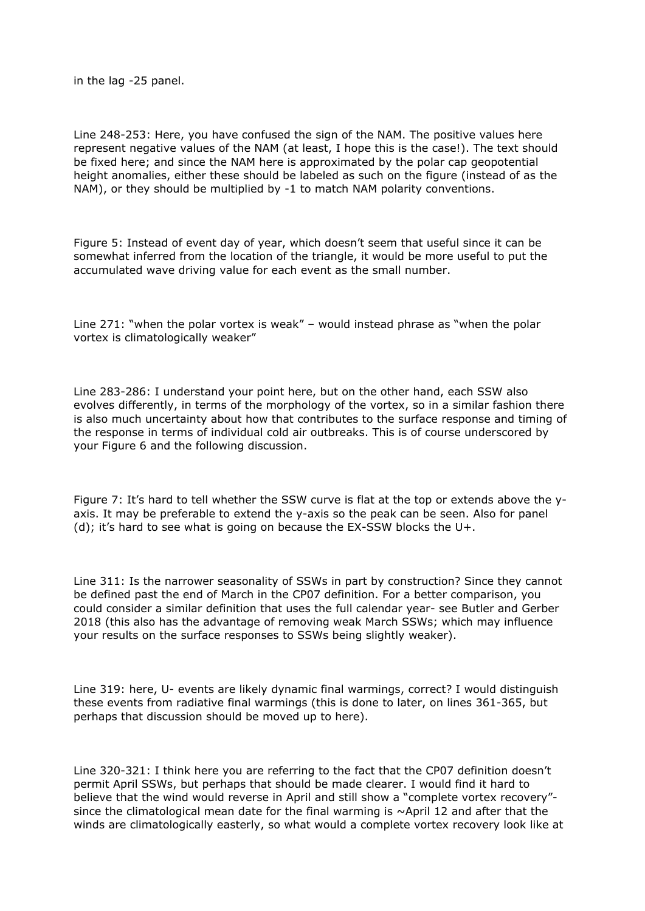in the lag -25 panel.

Line 248-253: Here, you have confused the sign of the NAM. The positive values here represent negative values of the NAM (at least, I hope this is the case!). The text should be fixed here; and since the NAM here is approximated by the polar cap geopotential height anomalies, either these should be labeled as such on the figure (instead of as the NAM), or they should be multiplied by -1 to match NAM polarity conventions.

Figure 5: Instead of event day of year, which doesn't seem that useful since it can be somewhat inferred from the location of the triangle, it would be more useful to put the accumulated wave driving value for each event as the small number.

Line 271: "when the polar vortex is weak" – would instead phrase as "when the polar vortex is climatologically weaker"

Line 283-286: I understand your point here, but on the other hand, each SSW also evolves differently, in terms of the morphology of the vortex, so in a similar fashion there is also much uncertainty about how that contributes to the surface response and timing of the response in terms of individual cold air outbreaks. This is of course underscored by your Figure 6 and the following discussion.

Figure 7: It's hard to tell whether the SSW curve is flat at the top or extends above the y-axis. It may be preferable to extend the y-axis so the peak can be seen. Also for panel (d); it's hard to see what is going on because the EX-SSW blocks the U+.

Line 311: Is the narrower seasonality of SSWs in part by construction? Since they cannot be defined past the end of March in the CP07 definition. For a better comparison, you could consider a similar definition that uses the full calendar year- see Butler and Gerber 2018 (this also has the advantage of removing weak March SSWs; which may influence your results on the surface responses to SSWs being slightly weaker).

Line 319: here, U- events are likely dynamic final warmings, correct? I would distinguish these events from radiative final warmings (this is done to later, on lines 361-365, but perhaps that discussion should be moved up to here).

Line 320-321: I think here you are referring to the fact that the CP07 definition doesn't permit April SSWs, but perhaps that should be made clearer. I would find it hard to believe that the wind would reverse in April and still show a "complete vortex recovery"- since the climatological mean date for the final warming is ~April 12 and after that the winds are climatologically easterly, so what would a complete vortex recovery look like at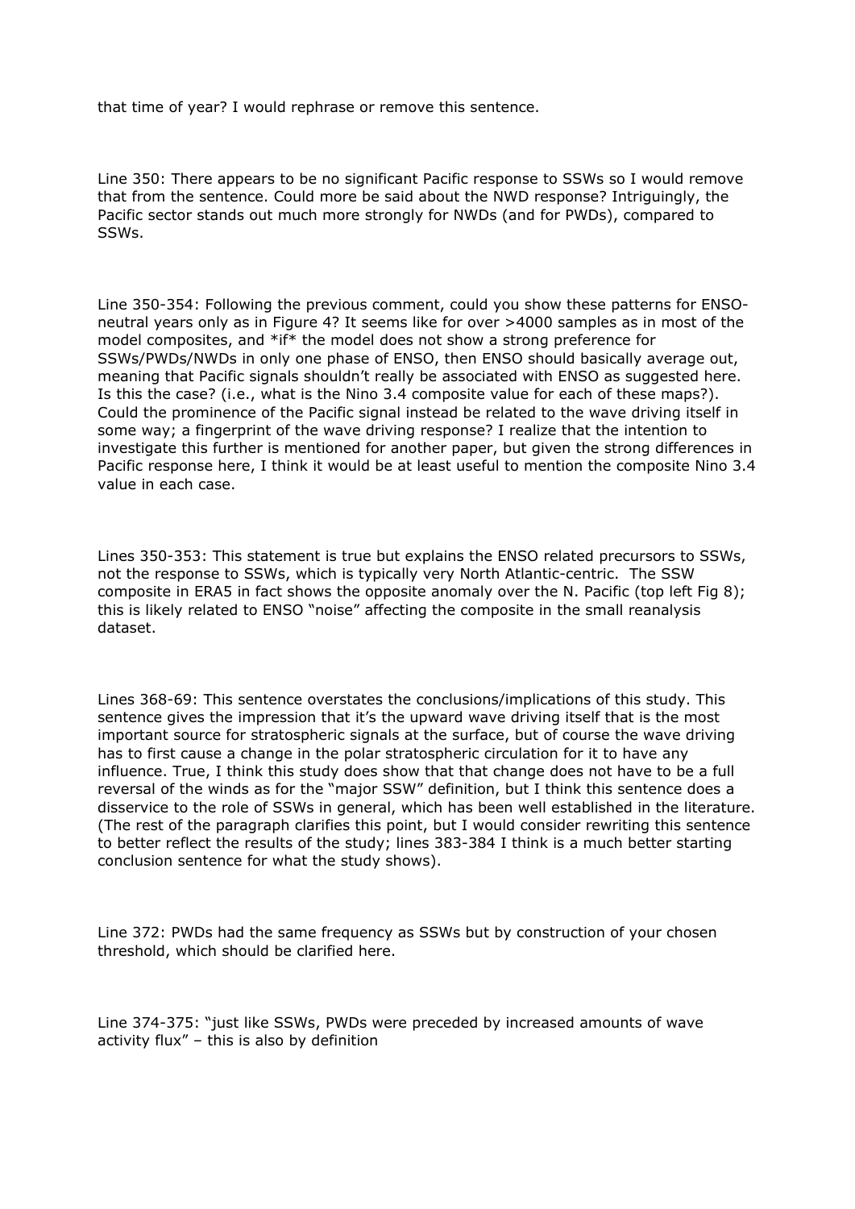that time of year? I would rephrase or remove this sentence.

Line 350: There appears to be no significant Pacific response to SSWs so I would remove that from the sentence. Could more be said about the NWD response? Intriguingly, the Pacific sector stands out much more strongly for NWDs (and for PWDs), compared to SSWs.

Line 350-354: Following the previous comment, could you show these patterns for ENSO-neutral years only as in Figure 4? It seems like for over >4000 samples as in most of the model composites, and *if* the model does not show a strong preference for SSWs/PWDs/NWDs in only one phase of ENSO, then ENSO should basically average out, meaning that Pacific signals shouldn't really be associated with ENSO as suggested here. Is this the case? (i.e., what is the Nino 3.4 composite value for each of these maps?). Could the prominence of the Pacific signal instead be related to the wave driving itself in some way; a fingerprint of the wave driving response? I realize that the intention to investigate this further is mentioned for another paper, but given the strong differences in Pacific response here, I think it would be at least useful to mention the composite Nino 3.4 value in each case.

Lines 350-353: This statement is true but explains the ENSO related precursors to SSWs, not the response to SSWs, which is typically very North Atlantic-centric. The SSW composite in ERA5 in fact shows the opposite anomaly over the N. Pacific (top left Fig 8); this is likely related to ENSO "noise" affecting the composite in the small reanalysis dataset.

Lines 368-69: This sentence overstates the conclusions/implications of this study. This sentence gives the impression that it's the upward wave driving itself that is the most important source for stratospheric signals at the surface, but of course the wave driving has to first cause a change in the polar stratospheric circulation for it to have any influence. True, I think this study does show that that change does not have to be a full reversal of the winds as for the "major SSW" definition, but I think this sentence does a disservice to the role of SSWs in general, which has been well established in the literature. (The rest of the paragraph clarifies this point, but I would consider rewriting this sentence to better reflect the results of the study; lines 383-384 I think is a much better starting conclusion sentence for what the study shows).

Line 372: PWDs had the same frequency as SSWs but by construction of your chosen threshold, which should be clarified here.

Line 374-375: "just like SSWs, PWDs were preceded by increased amounts of wave activity flux" – this is also by definition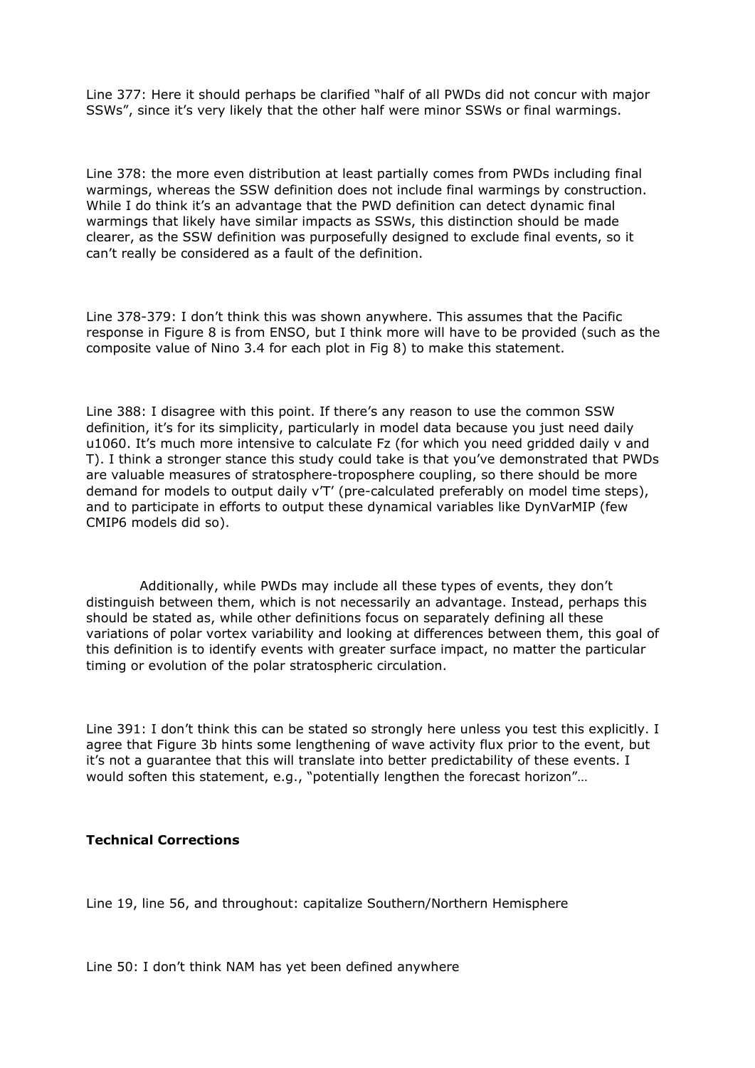Line 377: Here it should perhaps be clarified "half of all PWDs did not concur with major SSWs", since it's very likely that the other half were minor SSWs or final warmings.

Line 378: the more even distribution at least partially comes from PWDs including final warmings, whereas the SSW definition does not include final warmings by construction. While I do think it's an advantage that the PWD definition can detect dynamic final warmings that likely have similar impacts as SSWs, this distinction should be made clearer, as the SSW definition was purposefully designed to exclude final events, so it can't really be considered as a fault of the definition.

Line 378-379: I don't think this was shown anywhere. This assumes that the Pacific response in Figure 8 is from ENSO, but I think more will have to be provided (such as the composite value of Nino 3.4 for each plot in Fig 8) to make this statement.

Line 388: I disagree with this point. If there's any reason to use the common SSW definition, it's for its simplicity, particularly in model data because you just need daily u1060. It's much more intensive to calculate Fz (for which you need gridded daily v and T). I think a stronger stance this study could take is that you've demonstrated that PWDs are valuable measures of stratosphere-troposphere coupling, so there should be more demand for models to output daily v'T' (pre-calculated preferably on model time steps), and to participate in efforts to output these dynamical variables like DynVarMIP (few CMIP6 models did so).

Additionally, while PWDs may include all these types of events, they don't distinguish between them, which is not necessarily an advantage. Instead, perhaps this should be stated as, while other definitions focus on separately defining all these variations of polar vortex variability and looking at differences between them, this goal of this definition is to identify events with greater surface impact, no matter the particular timing or evolution of the polar stratospheric circulation.

Line 391: I don't think this can be stated so strongly here unless you test this explicitly. I agree that Figure 3b hints some lengthening of wave activity flux prior to the event, but it's not a guarantee that this will translate into better predictability of these events. I would soften this statement, e.g., "potentially lengthen the forecast horizon"…

**Technical Corrections**

Line 19, line 56, and throughout: capitalize Southern/Northern Hemisphere

Line 50: I don't think NAM has yet been defined anywhere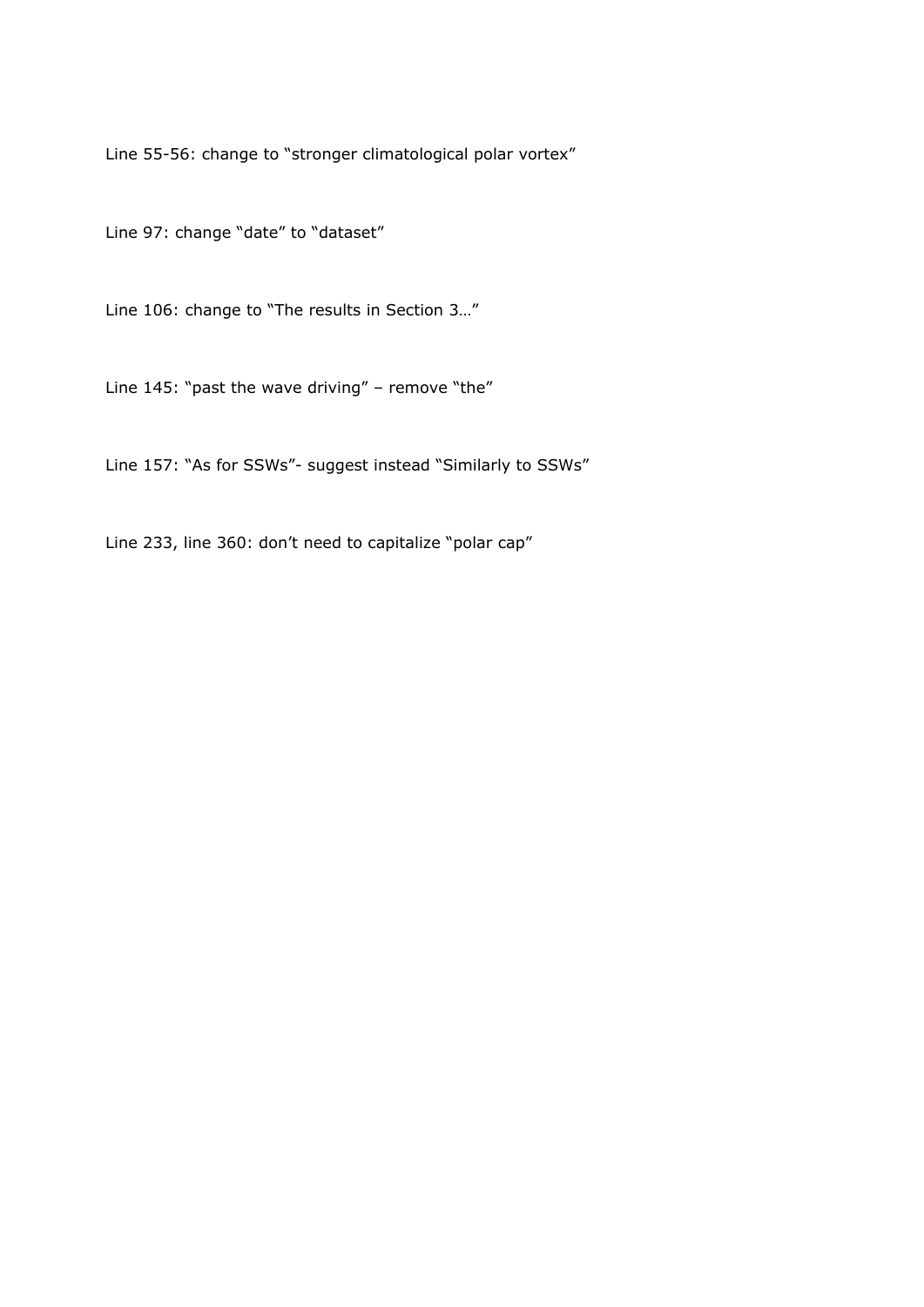Line 55-56: change to "stronger climatological polar vortex"

Line 97: change "date" to "dataset"

Line 106: change to "The results in Section 3…"

Line 145: "past the wave driving" – remove "the"

Line 157: "As for SSWs"- suggest instead "Similarly to SSWs"

Line 233, line 360: don't need to capitalize "polar cap"